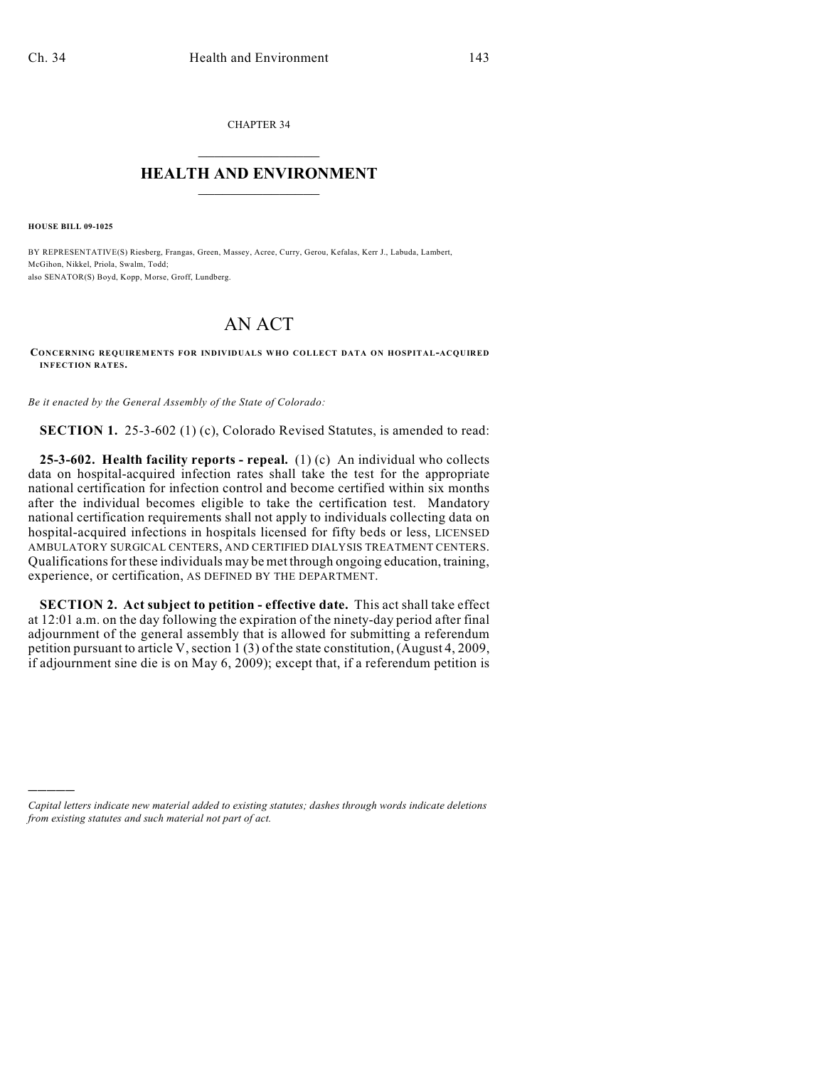CHAPTER 34

# HEALTH AND ENVIRONMENT

**HOUSE BILL 09-1025**

BY REPRESENTATIVE(S) Riesberg, Frangas, Green, Massey, Acree, Curry, Gerou, Kefalas, Kerr J., Labuda, Lambert, McGihon, Nikkel, Priola, Swalm, Todd;
also SENATOR(S) Boyd, Kopp, Morse, Groff, Lundberg.

# AN ACT

**CONCERNING REQUIREMENTS FOR INDIVIDUALS WHO COLLECT DATA ON HOSPITAL-ACQUIRED INFECTION RATES.**

*Be it enacted by the General Assembly of the State of Colorado:*

**SECTION 1.** 25-3-602 (1) (c), Colorado Revised Statutes, is amended to read:

**25-3-602. Health facility reports - repeal.** (1) (c) An individual who collects data on hospital-acquired infection rates shall take the test for the appropriate national certification for infection control and become certified within six months after the individual becomes eligible to take the certification test. Mandatory national certification requirements shall not apply to individuals collecting data on hospital-acquired infections in hospitals licensed for fifty beds or less, LICENSED AMBULATORY SURGICAL CENTERS, AND CERTIFIED DIALYSIS TREATMENT CENTERS. Qualifications for these individuals may be met through ongoing education, training, experience, or certification, AS DEFINED BY THE DEPARTMENT.

**SECTION 2. Act subject to petition - effective date.** This act shall take effect at 12:01 a.m. on the day following the expiration of the ninety-day period after final adjournment of the general assembly that is allowed for submitting a referendum petition pursuant to article V, section 1 (3) of the state constitution, (August 4, 2009, if adjournment sine die is on May 6, 2009); except that, if a referendum petition is

---

*Capital letters indicate new material added to existing statutes; dashes through words indicate deletions from existing statutes and such material not part of act.*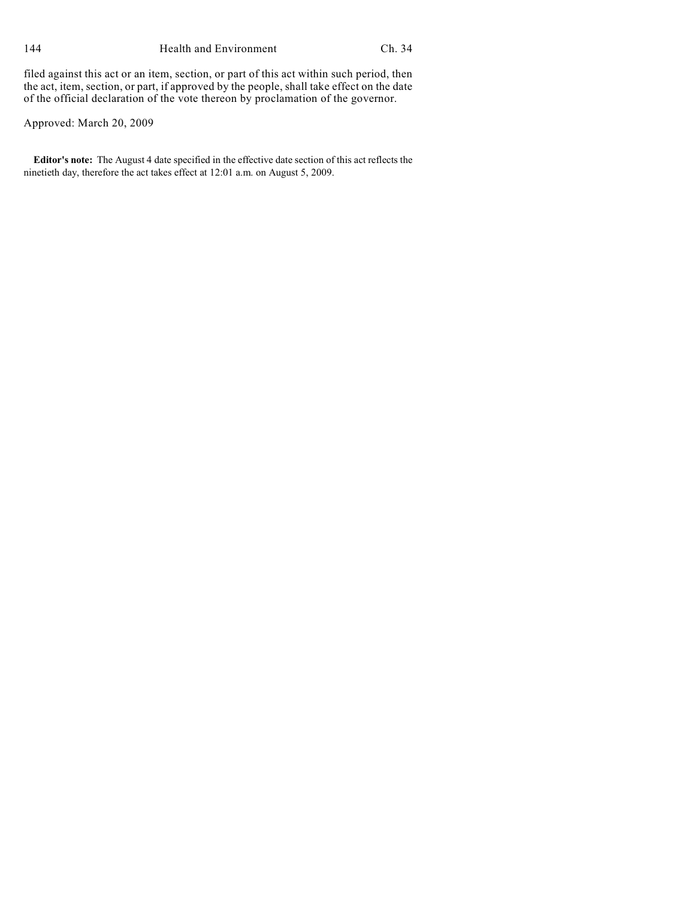filed against this act or an item, section, or part of this act within such period, then the act, item, section, or part, if approved by the people, shall take effect on the date of the official declaration of the vote thereon by proclamation of the governor.

Approved: March 20, 2009

**Editor's note:** The August 4 date specified in the effective date section of this act reflects the ninetieth day, therefore the act takes effect at 12:01 a.m. on August 5, 2009.